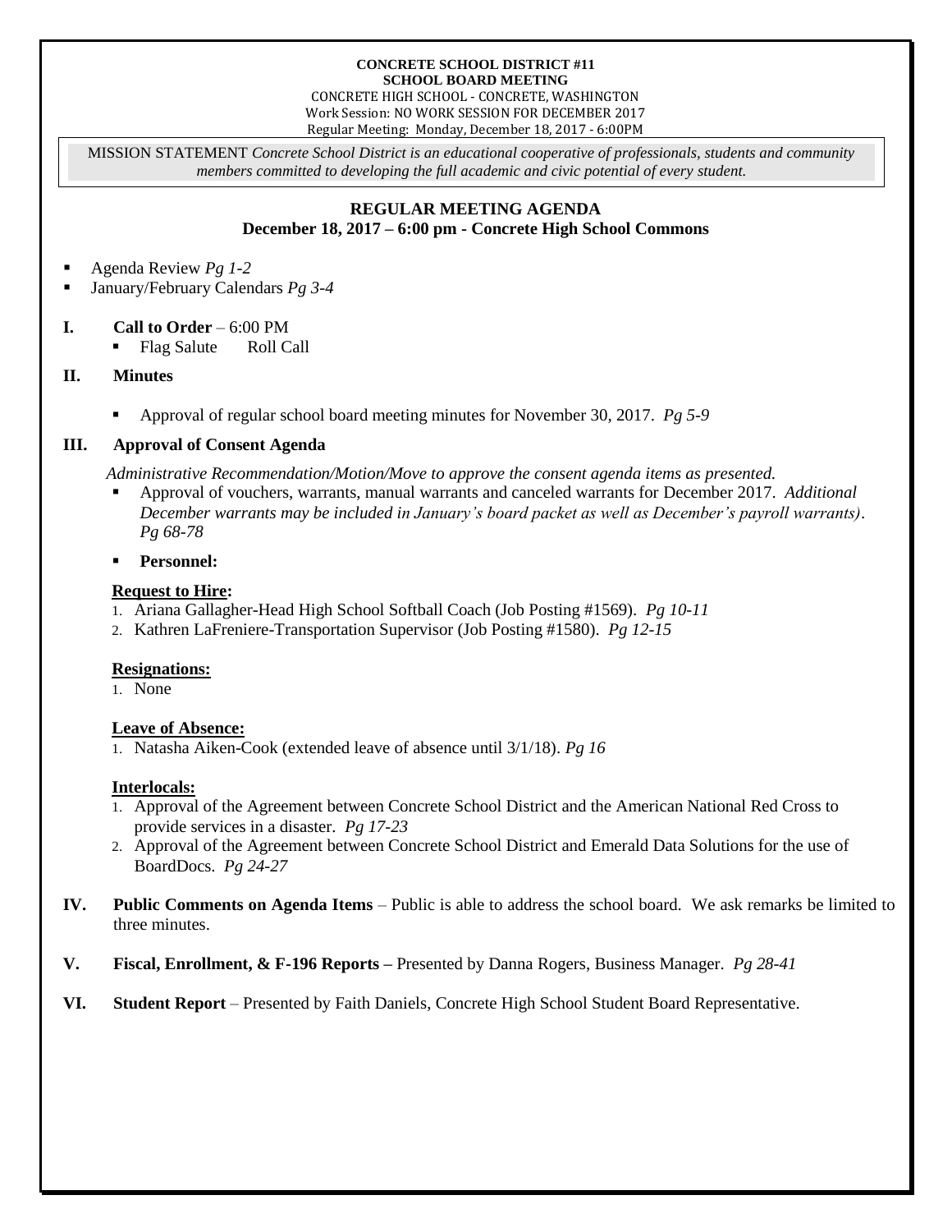**CONCRETE SCHOOL DISTRICT #11**
**SCHOOL BOARD MEETING**
CONCRETE HIGH SCHOOL - CONCRETE, WASHINGTON
Work Session: NO WORK SESSION FOR DECEMBER 2017
Regular Meeting: Monday, December 18, 2017 - 6:00PM

MISSION STATEMENT *Concrete School District is an educational cooperative of professionals, students and community members committed to developing the full academic and civic potential of every student.*

## REGULAR MEETING AGENDA
**December 18, 2017 – 6:00 pm - Concrete High School Commons**

- Agenda Review *Pg 1-2*
- January/February Calendars *Pg 3-4*

**I. Call to Order** – 6:00 PM
- Flag Salute Roll Call

**II. Minutes**

- Approval of regular school board meeting minutes for November 30, 2017. *Pg 5-9*

**III. Approval of Consent Agenda**

*Administrative Recommendation/Motion/Move to approve the consent agenda items as presented.*
- Approval of vouchers, warrants, manual warrants and canceled warrants for December 2017. *Additional December warrants may be included in January's board packet as well as December's payroll warrants). Pg 68-78*

- **Personnel:**

**Request to Hire:**
1. Ariana Gallagher-Head High School Softball Coach (Job Posting #1569). *Pg 10-11*
2. Kathren LaFreniere-Transportation Supervisor (Job Posting #1580). *Pg 12-15*

**Resignations:**
1. None

**Leave of Absence:**
1. Natasha Aiken-Cook (extended leave of absence until 3/1/18). *Pg 16*

**Interlocals:**
1. Approval of the Agreement between Concrete School District and the American National Red Cross to provide services in a disaster. *Pg 17-23*
2. Approval of the Agreement between Concrete School District and Emerald Data Solutions for the use of BoardDocs. *Pg 24-27*

**IV. Public Comments on Agenda Items** – Public is able to address the school board. We ask remarks be limited to three minutes.

**V. Fiscal, Enrollment, & F-196 Reports –** Presented by Danna Rogers, Business Manager. *Pg 28-41*

**VI. Student Report** – Presented by Faith Daniels, Concrete High School Student Board Representative.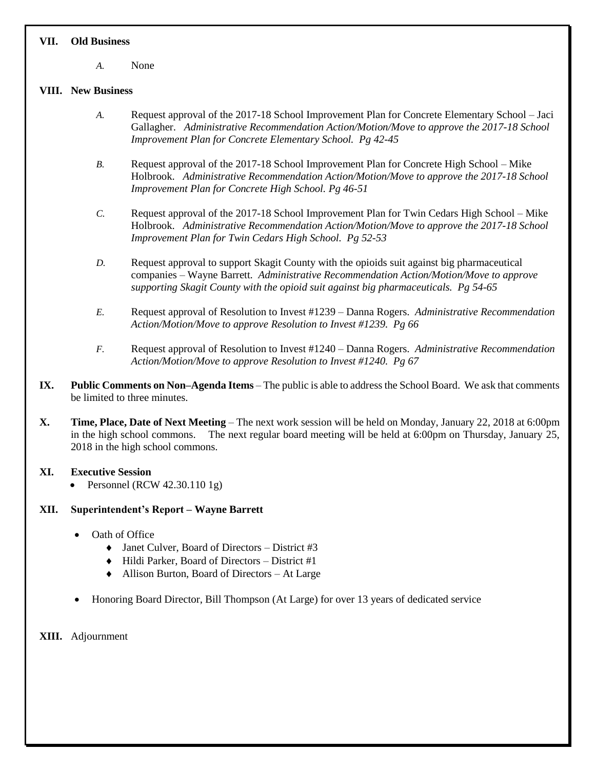## VII. Old Business

*A.* None

## VIII. New Business

*A.* Request approval of the 2017-18 School Improvement Plan for Concrete Elementary School – Jaci Gallagher. *Administrative Recommendation Action/Motion/Move to approve the 2017-18 School Improvement Plan for Concrete Elementary School. Pg 42-45*

*B.* Request approval of the 2017-18 School Improvement Plan for Concrete High School – Mike Holbrook. *Administrative Recommendation Action/Motion/Move to approve the 2017-18 School Improvement Plan for Concrete High School. Pg 46-51*

*C.* Request approval of the 2017-18 School Improvement Plan for Twin Cedars High School – Mike Holbrook. *Administrative Recommendation Action/Motion/Move to approve the 2017-18 School Improvement Plan for Twin Cedars High School. Pg 52-53*

*D.* Request approval to support Skagit County with the opioids suit against big pharmaceutical companies – Wayne Barrett. *Administrative Recommendation Action/Motion/Move to approve supporting Skagit County with the opioid suit against big pharmaceuticals. Pg 54-65*

*E.* Request approval of Resolution to Invest #1239 – Danna Rogers. *Administrative Recommendation Action/Motion/Move to approve Resolution to Invest #1239. Pg 66*

*F.* Request approval of Resolution to Invest #1240 – Danna Rogers. *Administrative Recommendation Action/Motion/Move to approve Resolution to Invest #1240. Pg 67*

**IX. Public Comments on Non–Agenda Items** – The public is able to address the School Board. We ask that comments be limited to three minutes.

**X. Time, Place, Date of Next Meeting** – The next work session will be held on Monday, January 22, 2018 at 6:00pm in the high school commons. The next regular board meeting will be held at 6:00pm on Thursday, January 25, 2018 in the high school commons.

## XI. Executive Session

- Personnel (RCW 42.30.110 1g)

## XII. Superintendent's Report – Wayne Barrett

- Oath of Office
  - Janet Culver, Board of Directors – District #3
  - Hildi Parker, Board of Directors – District #1
  - Allison Burton, Board of Directors – At Large
- Honoring Board Director, Bill Thompson (At Large) for over 13 years of dedicated service

**XIII.** Adjournment